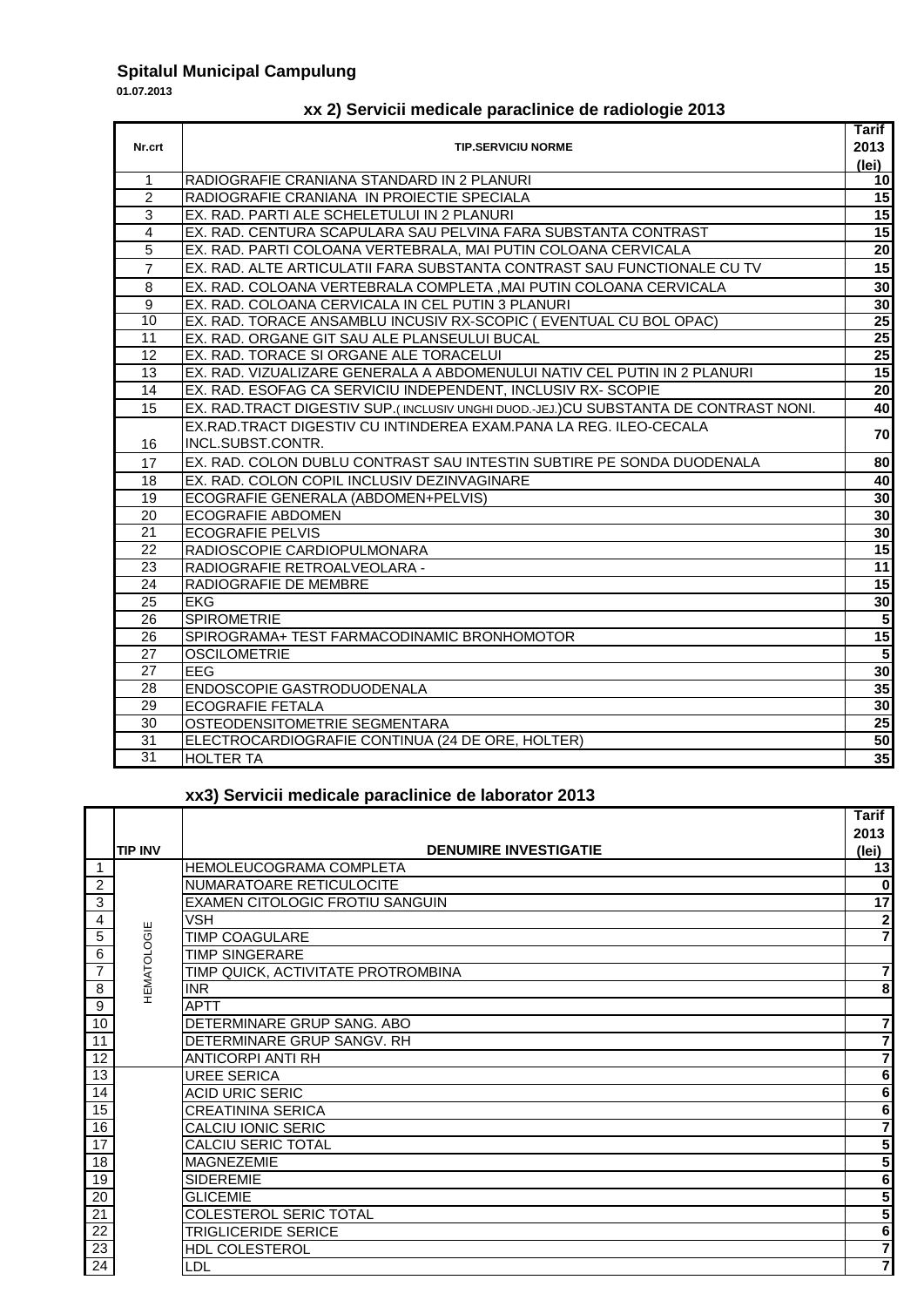**Spitalul Municipal Campulung**

**01.07.2013**

### xx 2) Servicii medicale paraclinice de radiologie 2013

| Nr.crt | TIP.SERVICIU NORME | Tarif 2013 (lei) |
|---|---|---|
| 1 | RADIOGRAFIE CRANIANA STANDARD IN 2 PLANURI | 10 |
| 2 | RADIOGRAFIE CRANIANA IN PROIECTIE SPECIALA | 15 |
| 3 | EX. RAD. PARTI ALE SCHELETULUI IN 2 PLANURI | 15 |
| 4 | EX. RAD. CENTURA SCAPULARA SAU PELVINA FARA SUBSTANTA CONTRAST | 15 |
| 5 | EX. RAD. PARTI COLOANA VERTEBRALA, MAI PUTIN COLOANA CERVICALA | 20 |
| 7 | EX. RAD. ALTE ARTICULATII FARA SUBSTANTA CONTRAST SAU FUNCTIONALE CU TV | 15 |
| 8 | EX. RAD. COLOANA VERTEBRALA COMPLETA ,MAI PUTIN COLOANA CERVICALA | 30 |
| 9 | EX. RAD. COLOANA CERVICALA IN CEL PUTIN 3 PLANURI | 30 |
| 10 | EX. RAD. TORACE ANSAMBLU INCUSIV RX-SCOPIC ( EVENTUAL CU BOL OPAC) | 25 |
| 11 | EX. RAD. ORGANE GIT SAU ALE PLANSEULUI BUCAL | 25 |
| 12 | EX. RAD. TORACE SI ORGANE ALE TORACELUI | 25 |
| 13 | EX. RAD. VIZUALIZARE GENERALA A ABDOMENULUI NATIV CEL PUTIN IN 2 PLANURI | 15 |
| 14 | EX. RAD. ESOFAG CA SERVICIU INDEPENDENT, INCLUSIV RX- SCOPIE | 20 |
| 15 | EX. RAD.TRACT DIGESTIV SUP.( INCLUSIV UNGHI DUOD.-JEJ.)CU SUBSTANTA DE CONTRAST NONI. | 40 |
| 16 | EX.RAD.TRACT DIGESTIV CU INTINDEREA EXAM.PANA LA REG. ILEO-CECALA INCL.SUBST.CONTR. | 70 |
| 17 | EX. RAD. COLON DUBLU CONTRAST SAU INTESTIN SUBTIRE PE SONDA DUODENALA | 80 |
| 18 | EX. RAD. COLON COPIL INCLUSIV DEZINVAGINARE | 40 |
| 19 | ECOGRAFIE GENERALA (ABDOMEN+PELVIS) | 30 |
| 20 | ECOGRAFIE ABDOMEN | 30 |
| 21 | ECOGRAFIE PELVIS | 30 |
| 22 | RADIOSCOPIE CARDIOPULMONARA | 15 |
| 23 | RADIOGRAFIE RETROALVEOLARA - | 11 |
| 24 | RADIOGRAFIE DE MEMBRE | 15 |
| 25 | EKG | 30 |
| 26 | SPIROMETRIE | 5 |
| 26 | SPIROGRAMA+ TEST FARMACODINAMIC BRONHOMOTOR | 15 |
| 27 | OSCILOMETRIE | 5 |
| 27 | EEG | 30 |
| 28 | ENDOSCOPIE GASTRODUODENALA | 35 |
| 29 | ECOGRAFIE FETALA | 30 |
| 30 | OSTEODENSITOMETRIE SEGMENTARA | 25 |
| 31 | ELECTROCARDIOGRAFIE CONTINUA (24 DE ORE, HOLTER) | 50 |
| 31 | HOLTER TA | 35 |

### xx3) Servicii medicale paraclinice de laborator 2013

| | TIP INV | DENUMIRE INVESTIGATIE | Tarif 2013 (lei) |
|---|---|---|---|
| 1 | HEMATOLOGIE | HEMOLEUCOGRAMA COMPLETA | 13 |
| 2 | | NUMARATOARE RETICULOCITE | 0 |
| 3 | | EXAMEN CITOLOGIC FROTIU SANGUIN | 17 |
| 4 | | VSH | 2 |
| 5 | | TIMP COAGULARE | 7 |
| 6 | | TIMP SINGERARE | |
| 7 | | TIMP QUICK, ACTIVITATE PROTROMBINA | 7 |
| 8 | | INR | 8 |
| 9 | | APTT | |
| 10 | | DETERMINARE GRUP SANG. ABO | 7 |
| 11 | | DETERMINARE GRUP SANGV. RH | 7 |
| 12 | | ANTICORPI ANTI RH | 7 |
| 13 | | UREE SERICA | 6 |
| 14 | | ACID URIC SERIC | 6 |
| 15 | | CREATININA SERICA | 6 |
| 16 | | CALCIU IONIC SERIC | 7 |
| 17 | | CALCIU SERIC TOTAL | 5 |
| 18 | | MAGNEZEMIE | 5 |
| 19 | | SIDEREMIE | 6 |
| 20 | | GLICEMIE | 5 |
| 21 | | COLESTEROL SERIC TOTAL | 5 |
| 22 | | TRIGLICERIDE SERICE | 6 |
| 23 | | HDL COLESTEROL | 7 |
| 24 | | LDL | 7 |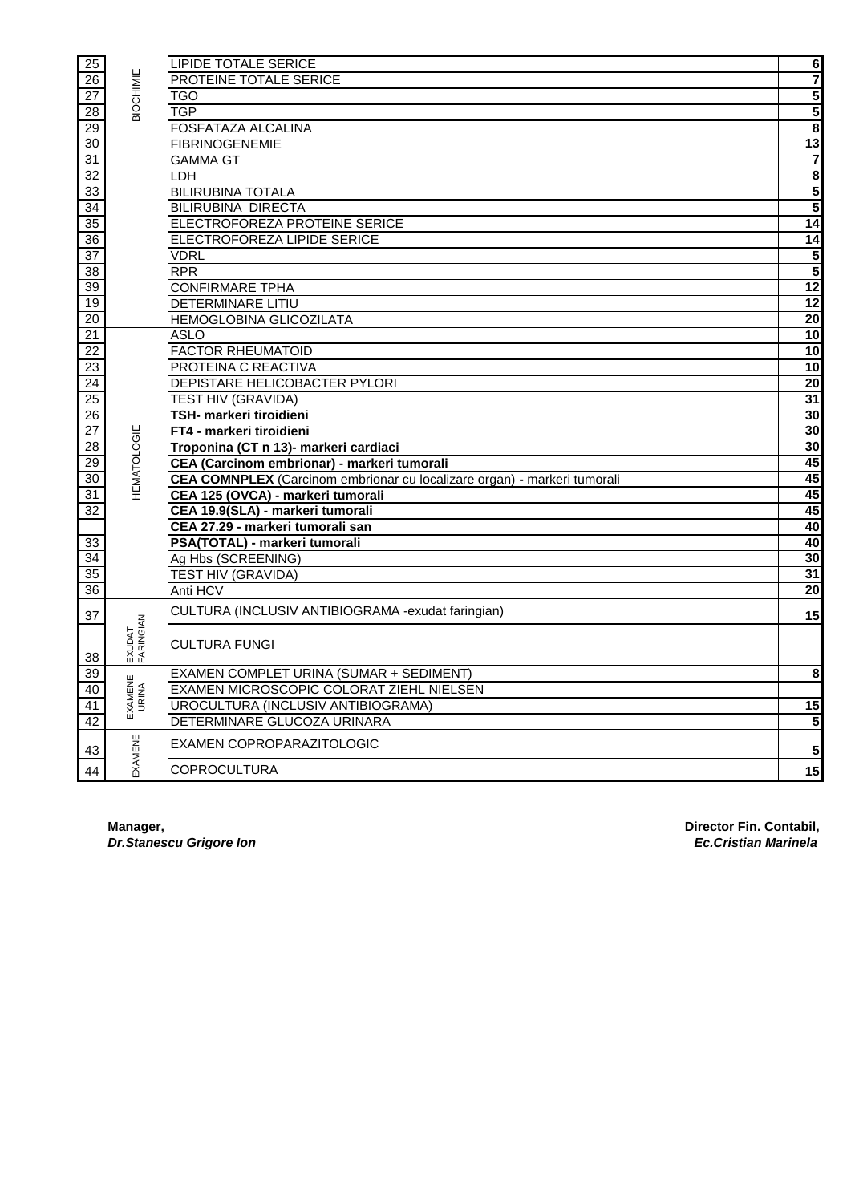| | | | |
|---|---|---|---|
| 25 | BIOCHIMIE | LIPIDE TOTALE SERICE | 6 |
| 26 | | PROTEINE TOTALE SERICE | 7 |
| 27 | | TGO | 5 |
| 28 | | TGP | 5 |
| 29 | | FOSFATAZA ALCALINA | 8 |
| 30 | | FIBRINOGENEMIE | 13 |
| 31 | | GAMMA GT | 7 |
| 32 | | LDH | 8 |
| 33 | | BILIRUBINA TOTALA | 5 |
| 34 | | BILIRUBINA DIRECTA | 5 |
| 35 | | ELECTROFOREZA PROTEINE SERICE | 14 |
| 36 | | ELECTROFOREZA LIPIDE SERICE | 14 |
| 37 | | VDRL | 5 |
| 38 | | RPR | 5 |
| 39 | | CONFIRMARE TPHA | 12 |
| 19 | | DETERMINARE LITIU | 12 |
| 20 | | HEMOGLOBINA GLICOZILATA | 20 |
| 21 | HEMATOLOGIE | ASLO | 10 |
| 22 | | FACTOR RHEUMATOID | 10 |
| 23 | | PROTEINA C REACTIVA | 10 |
| 24 | | DEPISTARE HELICOBACTER PYLORI | 20 |
| 25 | | TEST HIV (GRAVIDA) | 31 |
| 26 | | **TSH- markeri tiroidieni** | 30 |
| 27 | | **FT4 - markeri tiroidieni** | 30 |
| 28 | | **Troponina (CT n 13)- markeri cardiaci** | 30 |
| 29 | | **CEA (Carcinom embrionar) - markeri tumorali** | 45 |
| 30 | | **CEA COMNPLEX** (Carcinom embrionar cu localizare organ) **-** markeri tumorali | 45 |
| 31 | | **CEA 125 (OVCA) - markeri tumorali** | 45 |
| 32 | | **CEA 19.9(SLA) - markeri tumorali** | 45 |
| | | **CEA 27.29 - markeri tumorali san** | 40 |
| 33 | | **PSA(TOTAL) - markeri tumorali** | 40 |
| 34 | | Ag Hbs (SCREENING) | 30 |
| 35 | | TEST HIV (GRAVIDA) | 31 |
| 36 | | Anti HCV | 20 |
| 37 | EXUDAT FARINGIAN | CULTURA (INCLUSIV ANTIBIOGRAMA -exudat faringian) | 15 |
| 38 | | CULTURA FUNGI | |
| 39 | EXAMENE URINA | EXAMEN COMPLET URINA (SUMAR + SEDIMENT) | 8 |
| 40 | | EXAMEN MICROSCOPIC COLORAT ZIEHL NIELSEN | |
| 41 | | UROCULTURA (INCLUSIV ANTIBIOGRAMA) | 15 |
| 42 | | DETERMINARE GLUCOZA URINARA | 5 |
| 43 | EXAMENE | EXAMEN COPROPARAZITOLOGIC | 5 |
| 44 | | COPROCULTURA | 15 |

**Manager,**
***Dr.Stanescu Grigore Ion***

**Director Fin. Contabil,**
***Ec.Cristian Marinela***